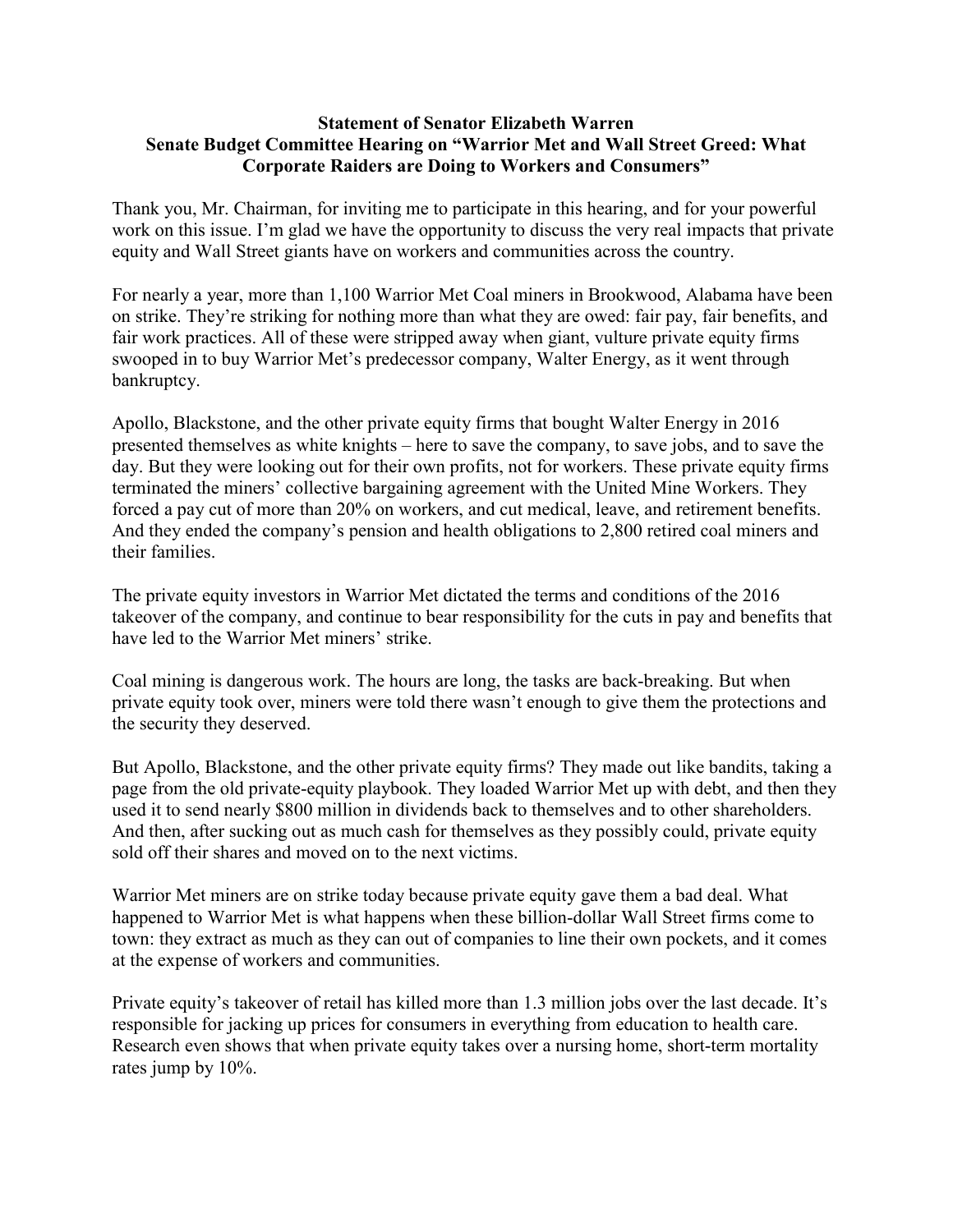**Statement of Senator Elizabeth Warren**
**Senate Budget Committee Hearing on "Warrior Met and Wall Street Greed: What Corporate Raiders are Doing to Workers and Consumers"**

Thank you, Mr. Chairman, for inviting me to participate in this hearing, and for your powerful work on this issue. I'm glad we have the opportunity to discuss the very real impacts that private equity and Wall Street giants have on workers and communities across the country.

For nearly a year, more than 1,100 Warrior Met Coal miners in Brookwood, Alabama have been on strike. They're striking for nothing more than what they are owed: fair pay, fair benefits, and fair work practices. All of these were stripped away when giant, vulture private equity firms swooped in to buy Warrior Met's predecessor company, Walter Energy, as it went through bankruptcy.

Apollo, Blackstone, and the other private equity firms that bought Walter Energy in 2016 presented themselves as white knights – here to save the company, to save jobs, and to save the day. But they were looking out for their own profits, not for workers. These private equity firms terminated the miners' collective bargaining agreement with the United Mine Workers. They forced a pay cut of more than 20% on workers, and cut medical, leave, and retirement benefits. And they ended the company's pension and health obligations to 2,800 retired coal miners and their families.

The private equity investors in Warrior Met dictated the terms and conditions of the 2016 takeover of the company, and continue to bear responsibility for the cuts in pay and benefits that have led to the Warrior Met miners' strike.

Coal mining is dangerous work. The hours are long, the tasks are back-breaking. But when private equity took over, miners were told there wasn't enough to give them the protections and the security they deserved.

But Apollo, Blackstone, and the other private equity firms? They made out like bandits, taking a page from the old private-equity playbook. They loaded Warrior Met up with debt, and then they used it to send nearly $800 million in dividends back to themselves and to other shareholders. And then, after sucking out as much cash for themselves as they possibly could, private equity sold off their shares and moved on to the next victims.

Warrior Met miners are on strike today because private equity gave them a bad deal. What happened to Warrior Met is what happens when these billion-dollar Wall Street firms come to town: they extract as much as they can out of companies to line their own pockets, and it comes at the expense of workers and communities.

Private equity's takeover of retail has killed more than 1.3 million jobs over the last decade. It's responsible for jacking up prices for consumers in everything from education to health care. Research even shows that when private equity takes over a nursing home, short-term mortality rates jump by 10%.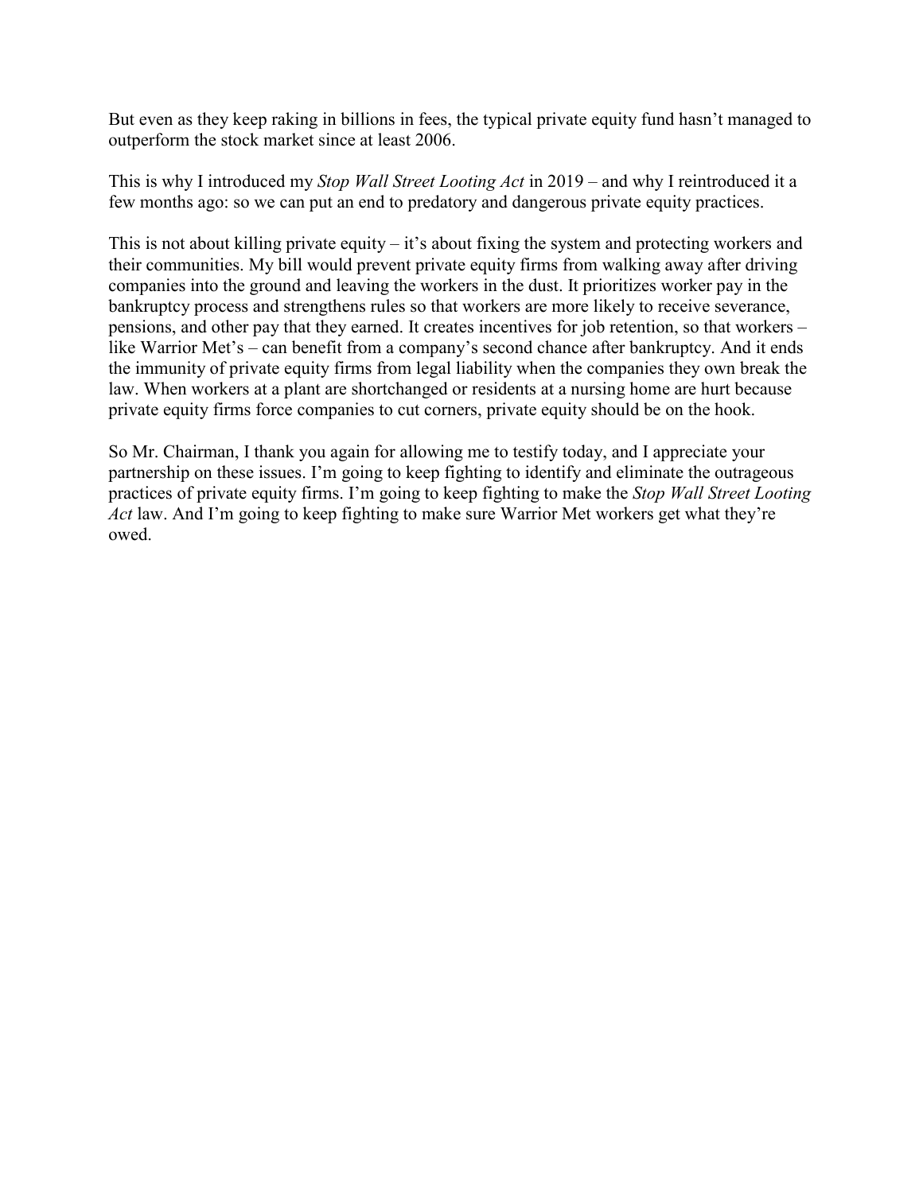But even as they keep raking in billions in fees, the typical private equity fund hasn't managed to outperform the stock market since at least 2006.

This is why I introduced my *Stop Wall Street Looting Act* in 2019 – and why I reintroduced it a few months ago: so we can put an end to predatory and dangerous private equity practices.

This is not about killing private equity – it's about fixing the system and protecting workers and their communities. My bill would prevent private equity firms from walking away after driving companies into the ground and leaving the workers in the dust. It prioritizes worker pay in the bankruptcy process and strengthens rules so that workers are more likely to receive severance, pensions, and other pay that they earned. It creates incentives for job retention, so that workers – like Warrior Met's – can benefit from a company's second chance after bankruptcy. And it ends the immunity of private equity firms from legal liability when the companies they own break the law. When workers at a plant are shortchanged or residents at a nursing home are hurt because private equity firms force companies to cut corners, private equity should be on the hook.

So Mr. Chairman, I thank you again for allowing me to testify today, and I appreciate your partnership on these issues. I'm going to keep fighting to identify and eliminate the outrageous practices of private equity firms. I'm going to keep fighting to make the *Stop Wall Street Looting Act* law. And I'm going to keep fighting to make sure Warrior Met workers get what they're owed.